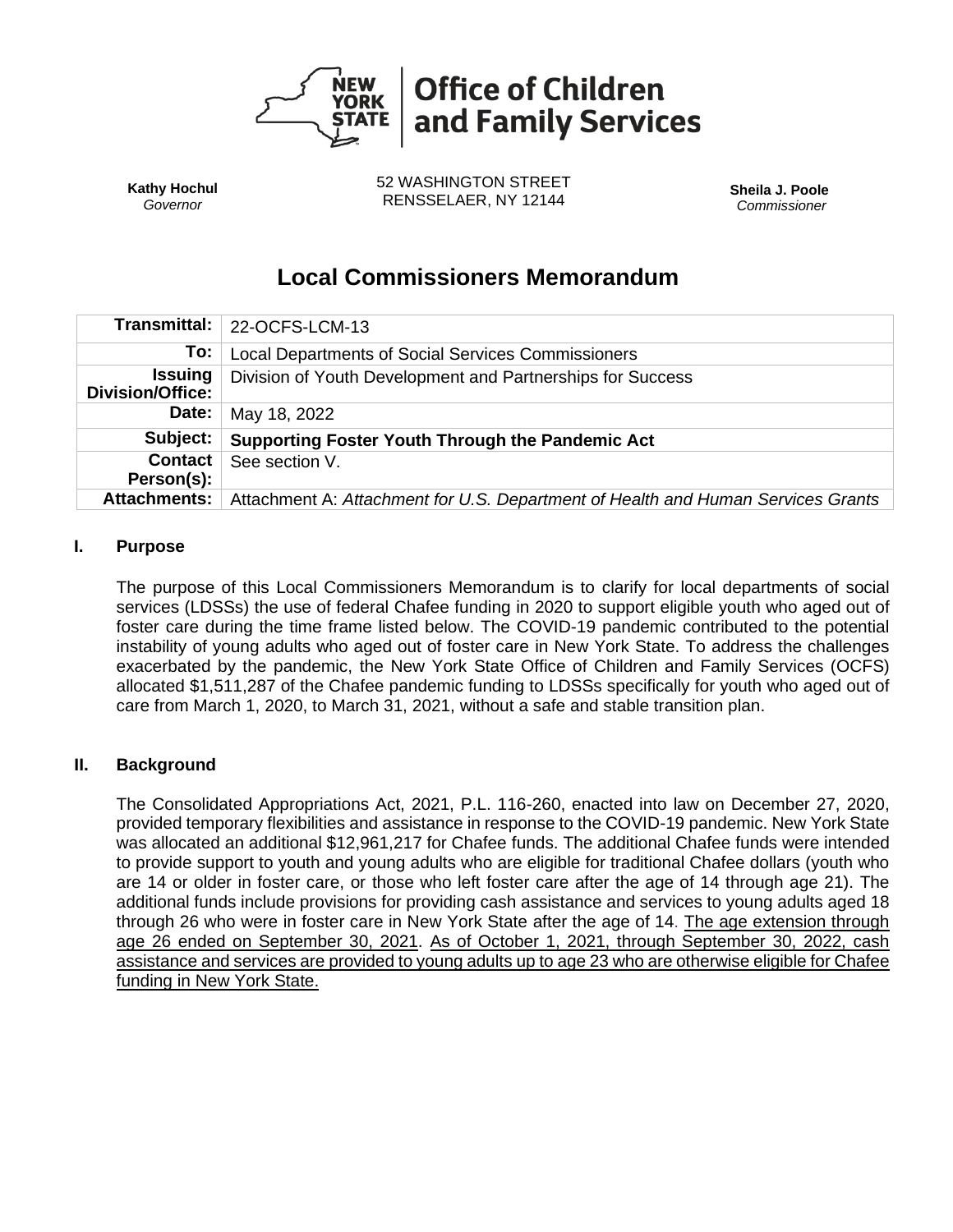**NEW YORK STATE | Office of Children and Family Services**

| **Kathy Hochul**<br>*Governor* | 52 WASHINGTON STREET<br>RENSSELAER, NY 12144 | **Sheila J. Poole**<br>*Commissioner* |
| --- | --- | --- |

# Local Commissioners Memorandum

| | |
| --- | --- |
| **Transmittal:** | 22-OCFS-LCM-13 |
| **To:** | Local Departments of Social Services Commissioners |
| **Issuing Division/Office:** | Division of Youth Development and Partnerships for Success |
| **Date:** | May 18, 2022 |
| **Subject:** | **Supporting Foster Youth Through the Pandemic Act** |
| **Contact Person(s):** | See section V. |
| **Attachments:** | Attachment A: *Attachment for U.S. Department of Health and Human Services Grants* |

## I. Purpose

The purpose of this Local Commissioners Memorandum is to clarify for local departments of social services (LDSSs) the use of federal Chafee funding in 2020 to support eligible youth who aged out of foster care during the time frame listed below. The COVID-19 pandemic contributed to the potential instability of young adults who aged out of foster care in New York State. To address the challenges exacerbated by the pandemic, the New York State Office of Children and Family Services (OCFS) allocated $1,511,287 of the Chafee pandemic funding to LDSSs specifically for youth who aged out of care from March 1, 2020, to March 31, 2021, without a safe and stable transition plan.

## II. Background

The Consolidated Appropriations Act, 2021, P.L. 116-260, enacted into law on December 27, 2020, provided temporary flexibilities and assistance in response to the COVID-19 pandemic. New York State was allocated an additional $12,961,217 for Chafee funds. The additional Chafee funds were intended to provide support to youth and young adults who are eligible for traditional Chafee dollars (youth who are 14 or older in foster care, or those who left foster care after the age of 14 through age 21). The additional funds include provisions for providing cash assistance and services to young adults aged 18 through 26 who were in foster care in New York State after the age of 14. <u>The age extension through age 26 ended on September 30, 2021</u>. <u>As of October 1, 2021, through September 30, 2022, cash assistance and services are provided to young adults up to age 23 who are otherwise eligible for Chafee funding in New York State.</u>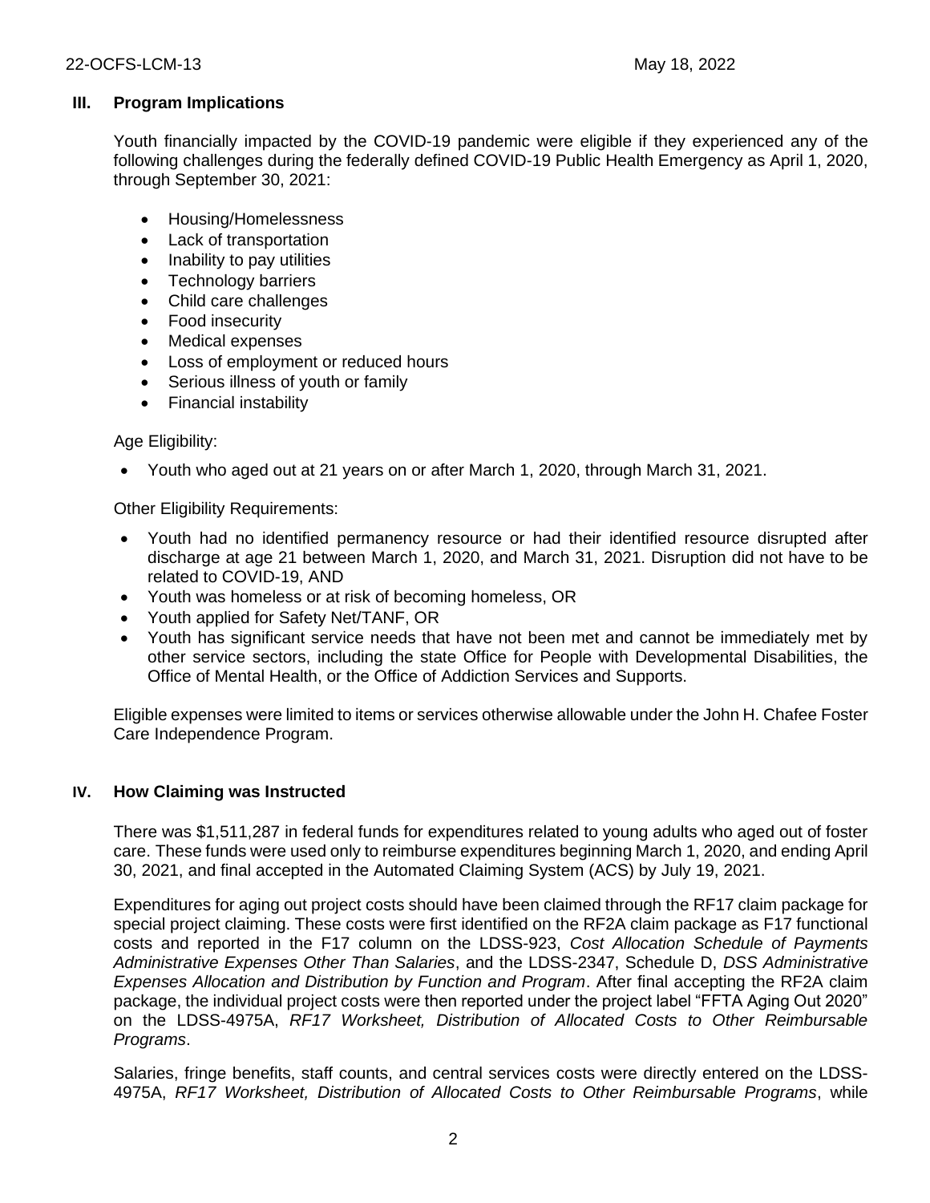## III. Program Implications

Youth financially impacted by the COVID-19 pandemic were eligible if they experienced any of the following challenges during the federally defined COVID-19 Public Health Emergency as April 1, 2020, through September 30, 2021:

- Housing/Homelessness
- Lack of transportation
- Inability to pay utilities
- Technology barriers
- Child care challenges
- Food insecurity
- Medical expenses
- Loss of employment or reduced hours
- Serious illness of youth or family
- Financial instability

Age Eligibility:

- Youth who aged out at 21 years on or after March 1, 2020, through March 31, 2021.

Other Eligibility Requirements:

- Youth had no identified permanency resource or had their identified resource disrupted after discharge at age 21 between March 1, 2020, and March 31, 2021. Disruption did not have to be related to COVID-19, AND
- Youth was homeless or at risk of becoming homeless, OR
- Youth applied for Safety Net/TANF, OR
- Youth has significant service needs that have not been met and cannot be immediately met by other service sectors, including the state Office for People with Developmental Disabilities, the Office of Mental Health, or the Office of Addiction Services and Supports.

Eligible expenses were limited to items or services otherwise allowable under the John H. Chafee Foster Care Independence Program.

## IV. How Claiming was Instructed

There was $1,511,287 in federal funds for expenditures related to young adults who aged out of foster care. These funds were used only to reimburse expenditures beginning March 1, 2020, and ending April 30, 2021, and final accepted in the Automated Claiming System (ACS) by July 19, 2021.

Expenditures for aging out project costs should have been claimed through the RF17 claim package for special project claiming. These costs were first identified on the RF2A claim package as F17 functional costs and reported in the F17 column on the LDSS-923, *Cost Allocation Schedule of Payments Administrative Expenses Other Than Salaries*, and the LDSS-2347, Schedule D, *DSS Administrative Expenses Allocation and Distribution by Function and Program*. After final accepting the RF2A claim package, the individual project costs were then reported under the project label "FFTA Aging Out 2020" on the LDSS-4975A, *RF17 Worksheet, Distribution of Allocated Costs to Other Reimbursable Programs*.

Salaries, fringe benefits, staff counts, and central services costs were directly entered on the LDSS-4975A, *RF17 Worksheet, Distribution of Allocated Costs to Other Reimbursable Programs*, while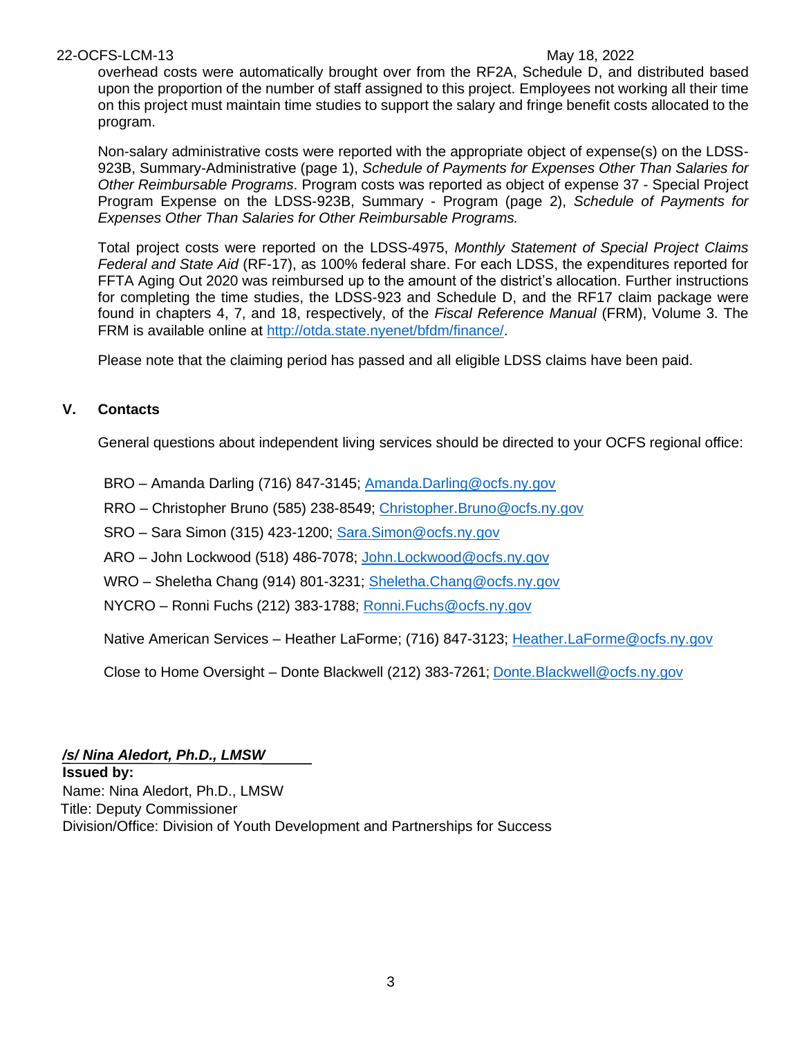overhead costs were automatically brought over from the RF2A, Schedule D, and distributed based upon the proportion of the number of staff assigned to this project. Employees not working all their time on this project must maintain time studies to support the salary and fringe benefit costs allocated to the program.

Non-salary administrative costs were reported with the appropriate object of expense(s) on the LDSS-923B, Summary-Administrative (page 1), *Schedule of Payments for Expenses Other Than Salaries for Other Reimbursable Programs*. Program costs was reported as object of expense 37 - Special Project Program Expense on the LDSS-923B, Summary - Program (page 2), *Schedule of Payments for Expenses Other Than Salaries for Other Reimbursable Programs.*

Total project costs were reported on the LDSS-4975, *Monthly Statement of Special Project Claims Federal and State Aid* (RF-17), as 100% federal share. For each LDSS, the expenditures reported for FFTA Aging Out 2020 was reimbursed up to the amount of the district's allocation. Further instructions for completing the time studies, the LDSS-923 and Schedule D, and the RF17 claim package were found in chapters 4, 7, and 18, respectively, of the *Fiscal Reference Manual* (FRM), Volume 3. The FRM is available online at http://otda.state.nyenet/bfdm/finance/.

Please note that the claiming period has passed and all eligible LDSS claims have been paid.

## V. Contacts

General questions about independent living services should be directed to your OCFS regional office:

BRO – Amanda Darling (716) 847-3145; Amanda.Darling@ocfs.ny.gov

RRO – Christopher Bruno (585) 238-8549; Christopher.Bruno@ocfs.ny.gov

SRO – Sara Simon (315) 423-1200; Sara.Simon@ocfs.ny.gov

ARO – John Lockwood (518) 486-7078; John.Lockwood@ocfs.ny.gov

WRO – Sheletha Chang (914) 801-3231; Sheletha.Chang@ocfs.ny.gov

NYCRO – Ronni Fuchs (212) 383-1788; Ronni.Fuchs@ocfs.ny.gov

Native American Services – Heather LaForme; (716) 847-3123; Heather.LaForme@ocfs.ny.gov

Close to Home Oversight – Donte Blackwell (212) 383-7261; Donte.Blackwell@ocfs.ny.gov

***/s/ Nina Aledort, Ph.D., LMSW***

**Issued by:**
Name: Nina Aledort, Ph.D., LMSW
Title: Deputy Commissioner
Division/Office: Division of Youth Development and Partnerships for Success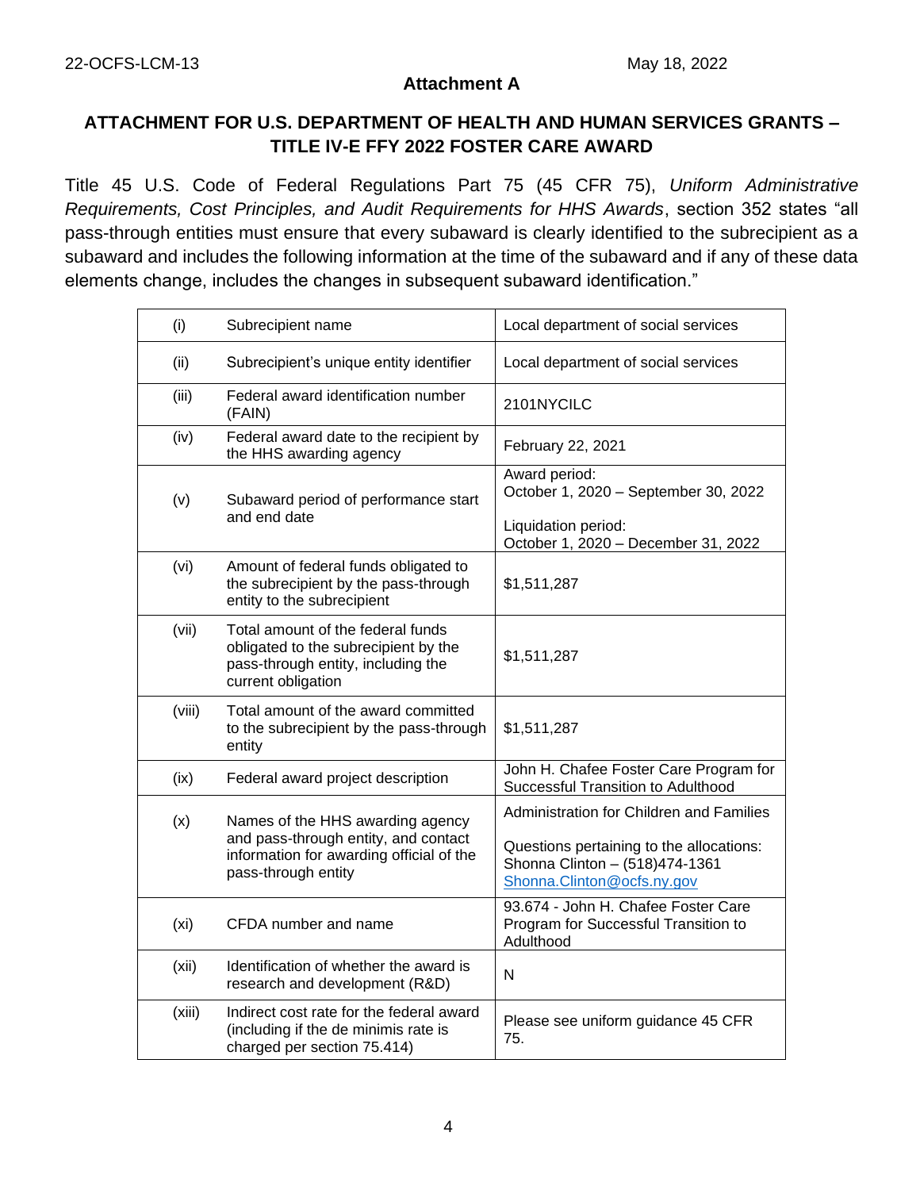22-OCFS-LCM-13 May 18, 2022

**Attachment A**

## ATTACHMENT FOR U.S. DEPARTMENT OF HEALTH AND HUMAN SERVICES GRANTS – TITLE IV-E FFY 2022 FOSTER CARE AWARD

Title 45 U.S. Code of Federal Regulations Part 75 (45 CFR 75), *Uniform Administrative Requirements, Cost Principles, and Audit Requirements for HHS Awards*, section 352 states "all pass-through entities must ensure that every subaward is clearly identified to the subrecipient as a subaward and includes the following information at the time of the subaward and if any of these data elements change, includes the changes in subsequent subaward identification."

| | | |
|---|---|---|
| (i) | Subrecipient name | Local department of social services |
| (ii) | Subrecipient's unique entity identifier | Local department of social services |
| (iii) | Federal award identification number (FAIN) | 2101NYCILC |
| (iv) | Federal award date to the recipient by the HHS awarding agency | February 22, 2021 |
| (v) | Subaward period of performance start and end date | Award period:<br>October 1, 2020 – September 30, 2022<br><br>Liquidation period:<br>October 1, 2020 – December 31, 2022 |
| (vi) | Amount of federal funds obligated to the subrecipient by the pass-through entity to the subrecipient | $1,511,287 |
| (vii) | Total amount of the federal funds obligated to the subrecipient by the pass-through entity, including the current obligation | $1,511,287 |
| (viii) | Total amount of the award committed to the subrecipient by the pass-through entity | $1,511,287 |
| (ix) | Federal award project description | John H. Chafee Foster Care Program for Successful Transition to Adulthood |
| (x) | Names of the HHS awarding agency and pass-through entity, and contact information for awarding official of the pass-through entity | Administration for Children and Families<br><br>Questions pertaining to the allocations:<br>Shonna Clinton – (518)474-1361<br>Shonna.Clinton@ocfs.ny.gov |
| (xi) | CFDA number and name | 93.674 - John H. Chafee Foster Care Program for Successful Transition to Adulthood |
| (xii) | Identification of whether the award is research and development (R&D) | N |
| (xiii) | Indirect cost rate for the federal award (including if the de minimis rate is charged per section 75.414) | Please see uniform guidance 45 CFR 75. |